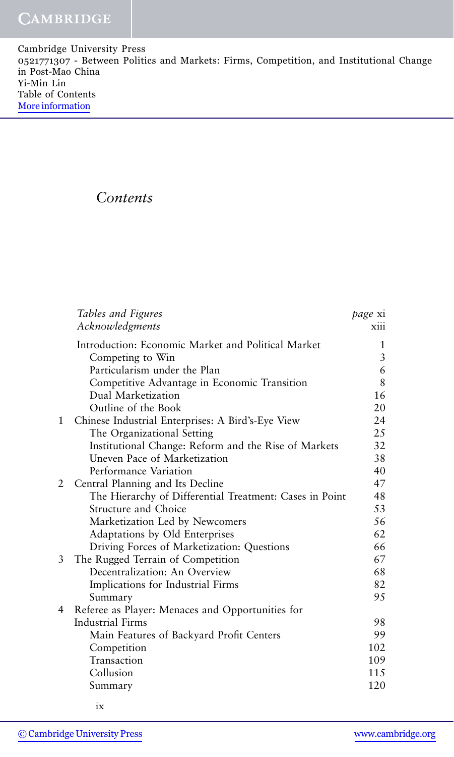Cambridge University Press
0521771307 - Between Politics and Markets: Firms, Competition, and Institutional Change in Post-Mao China
Yi-Min Lin
Table of Contents
More information

# *Contents*

| | | |
|---|---|---|
| | *Tables and Figures* | *page* xi |
| | *Acknowledgments* | xiii |
| | Introduction: Economic Market and Political Market | 1 |
| | Competing to Win | 3 |
| | Particularism under the Plan | 6 |
| | Competitive Advantage in Economic Transition | 8 |
| | Dual Marketization | 16 |
| | Outline of the Book | 20 |
| 1 | Chinese Industrial Enterprises: A Bird's-Eye View | 24 |
| | The Organizational Setting | 25 |
| | Institutional Change: Reform and the Rise of Markets | 32 |
| | Uneven Pace of Marketization | 38 |
| | Performance Variation | 40 |
| 2 | Central Planning and Its Decline | 47 |
| | The Hierarchy of Differential Treatment: Cases in Point | 48 |
| | Structure and Choice | 53 |
| | Marketization Led by Newcomers | 56 |
| | Adaptations by Old Enterprises | 62 |
| | Driving Forces of Marketization: Questions | 66 |
| 3 | The Rugged Terrain of Competition | 67 |
| | Decentralization: An Overview | 68 |
| | Implications for Industrial Firms | 82 |
| | Summary | 95 |
| 4 | Referee as Player: Menaces and Opportunities for Industrial Firms | 98 |
| | Main Features of Backyard Profit Centers | 99 |
| | Competition | 102 |
| | Transaction | 109 |
| | Collusion | 115 |
| | Summary | 120 |

ix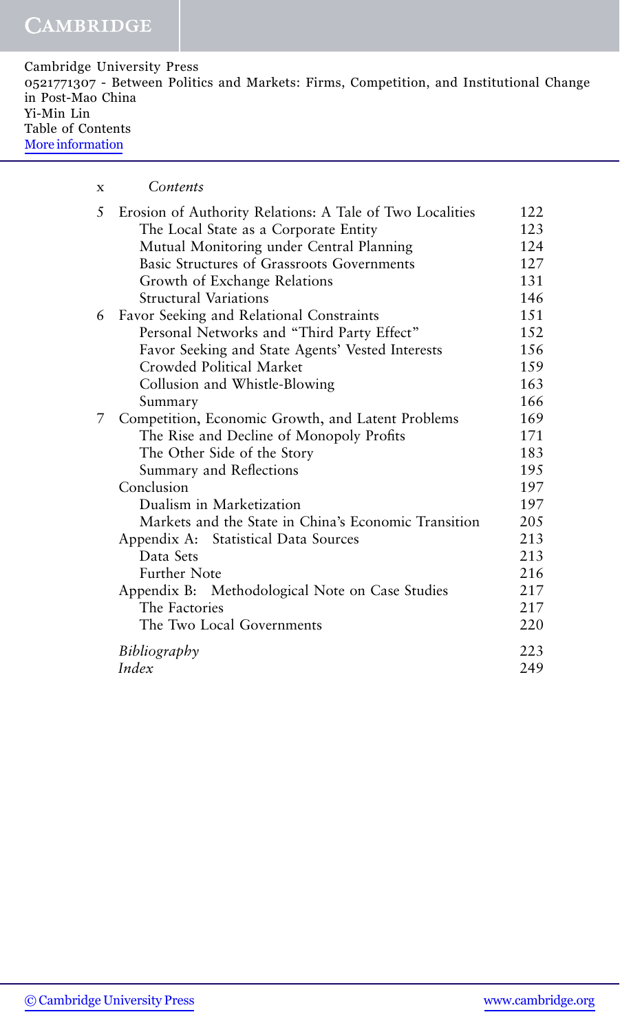Cambridge University Press
0521771307 - Between Politics and Markets: Firms, Competition, and Institutional Change in Post-Mao China
Yi-Min Lin
Table of Contents
More information

| | | |
|---|---|---|
| 5 | Erosion of Authority Relations: A Tale of Two Localities | 122 |
| | The Local State as a Corporate Entity | 123 |
| | Mutual Monitoring under Central Planning | 124 |
| | Basic Structures of Grassroots Governments | 127 |
| | Growth of Exchange Relations | 131 |
| | Structural Variations | 146 |
| 6 | Favor Seeking and Relational Constraints | 151 |
| | Personal Networks and "Third Party Effect" | 152 |
| | Favor Seeking and State Agents' Vested Interests | 156 |
| | Crowded Political Market | 159 |
| | Collusion and Whistle-Blowing | 163 |
| | Summary | 166 |
| 7 | Competition, Economic Growth, and Latent Problems | 169 |
| | The Rise and Decline of Monopoly Profits | 171 |
| | The Other Side of the Story | 183 |
| | Summary and Reflections | 195 |
| | Conclusion | 197 |
| | Dualism in Marketization | 197 |
| | Markets and the State in China's Economic Transition | 205 |
| | Appendix A: Statistical Data Sources | 213 |
| | Data Sets | 213 |
| | Further Note | 216 |
| | Appendix B: Methodological Note on Case Studies | 217 |
| | The Factories | 217 |
| | The Two Local Governments | 220 |
| | *Bibliography* | 223 |
| | *Index* | 249 |